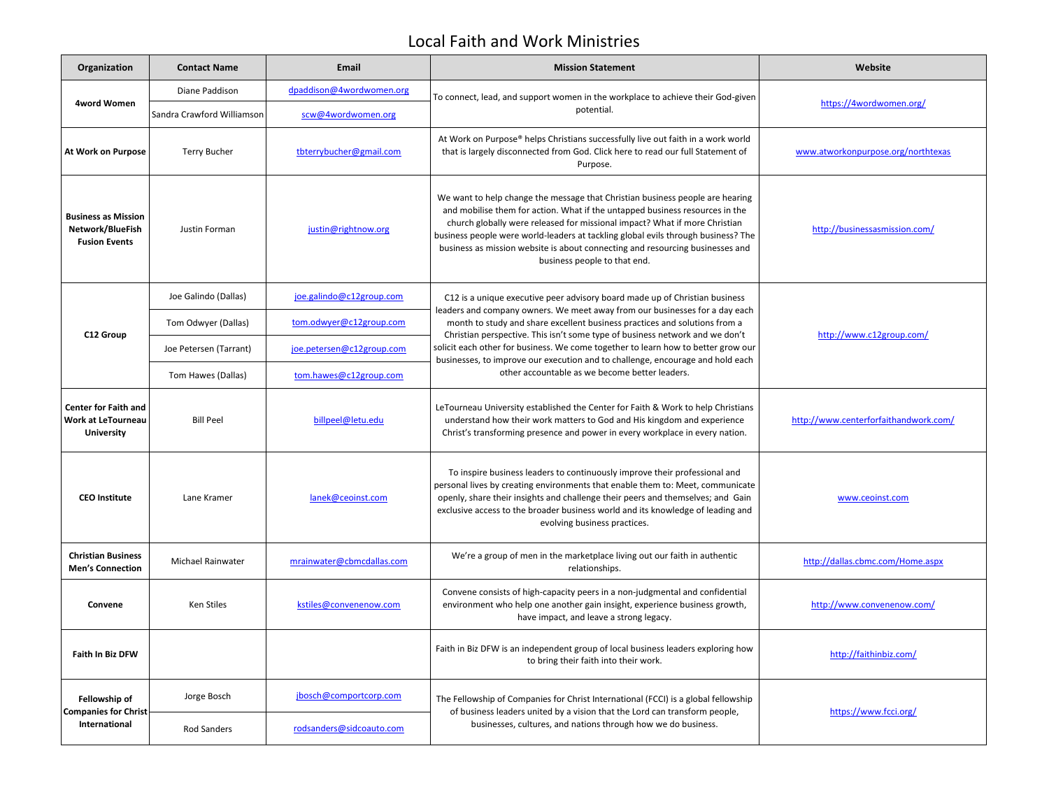# Local Faith and Work Ministries

| Organization | Contact Name | Email | Mission Statement | Website |
|---|---|---|---|---|
| **4word Women** | Diane Paddison | dpaddison@4wordwomen.org | To connect, lead, and support women in the workplace to achieve their God-given potential. | https://4wordwomen.org/ |
| | Sandra Crawford Williamson | scw@4wordwomen.org | | |
| **At Work on Purpose** | Terry Bucher | tbterrybucher@gmail.com | At Work on Purpose® helps Christians successfully live out faith in a work world that is largely disconnected from God. Click here to read our full Statement of Purpose. | www.atworkonpurpose.org/northtexas |
| **Business as Mission Network/BlueFish Fusion Events** | Justin Forman | justin@rightnow.org | We want to help change the message that Christian business people are hearing and mobilise them for action. What if the untapped business resources in the church globally were released for missional impact? What if more Christian business people were world-leaders at tackling global evils through business? The business as mission website is about connecting and resourcing businesses and business people to that end. | http://businessasmission.com/ |
| **C12 Group** | Joe Galindo (Dallas) | joe.galindo@c12group.com | C12 is a unique executive peer advisory board made up of Christian business leaders and company owners. We meet away from our businesses for a day each month to study and share excellent business practices and solutions from a Christian perspective. This isn't some type of business network and we don't solicit each other for business. We come together to learn how to better grow our businesses, to improve our execution and to challenge, encourage and hold each other accountable as we become better leaders. | http://www.c12group.com/ |
| | Tom Odwyer (Dallas) | tom.odwyer@c12group.com | | |
| | Joe Petersen (Tarrant) | joe.petersen@c12group.com | | |
| | Tom Hawes (Dallas) | tom.hawes@c12group.com | | |
| **Center for Faith and Work at LeTourneau University** | Bill Peel | billpeel@letu.edu | LeTourneau University established the Center for Faith & Work to help Christians understand how their work matters to God and His kingdom and experience Christ's transforming presence and power in every workplace in every nation. | http://www.centerforfaithandwork.com/ |
| **CEO Institute** | Lane Kramer | lanek@ceoinst.com | To inspire business leaders to continuously improve their professional and personal lives by creating environments that enable them to: Meet, communicate openly, share their insights and challenge their peers and themselves; and Gain exclusive access to the broader business world and its knowledge of leading and evolving business practices. | www.ceoinst.com |
| **Christian Business Men's Connection** | Michael Rainwater | mrainwater@cbmcdallas.com | We're a group of men in the marketplace living out our faith in authentic relationships. | http://dallas.cbmc.com/Home.aspx |
| **Convene** | Ken Stiles | kstiles@convenenow.com | Convene consists of high-capacity peers in a non-judgmental and confidential environment who help one another gain insight, experience business growth, have impact, and leave a strong legacy. | http://www.convenenow.com/ |
| **Faith In Biz DFW** | | | Faith in Biz DFW is an independent group of local business leaders exploring how to bring their faith into their work. | http://faithinbiz.com/ |
| **Fellowship of Companies for Christ International** | Jorge Bosch | jbosch@comportcorp.com | The Fellowship of Companies for Christ International (FCCI) is a global fellowship of business leaders united by a vision that the Lord can transform people, businesses, cultures, and nations through how we do business. | https://www.fcci.org/ |
| | Rod Sanders | rodsanders@sidcoauto.com | | |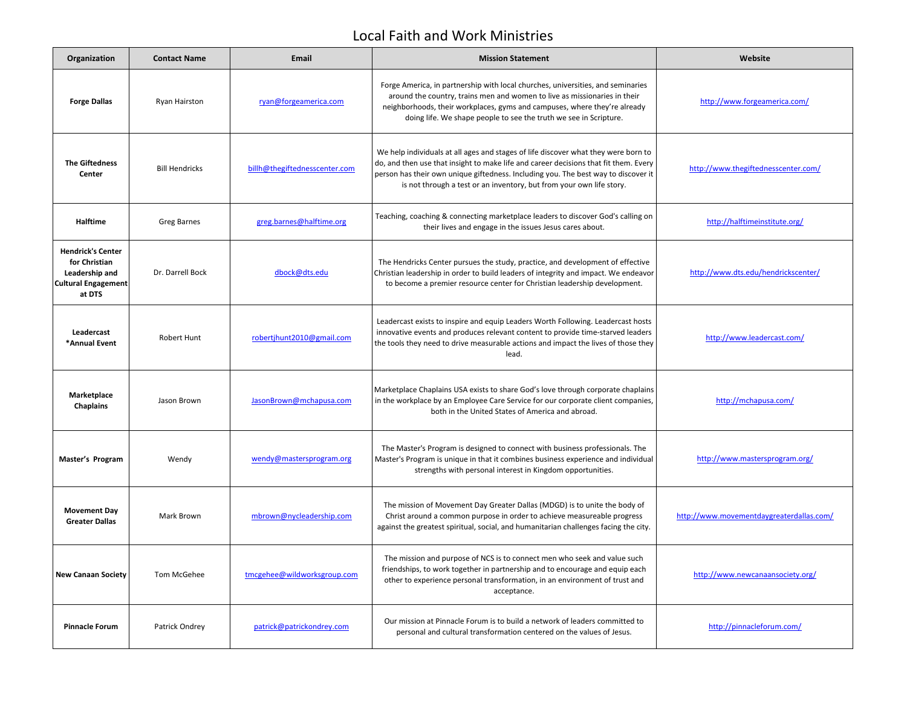# Local Faith and Work Ministries

| Organization | Contact Name | Email | Mission Statement | Website |
|---|---|---|---|---|
| **Forge Dallas** | Ryan Hairston | ryan@forgeamerica.com | Forge America, in partnership with local churches, universities, and seminaries around the country, trains men and women to live as missionaries in their neighborhoods, their workplaces, gyms and campuses, where they're already doing life. We shape people to see the truth we see in Scripture. | http://www.forgeamerica.com/ |
| **The Giftedness Center** | Bill Hendricks | billh@thegiftednesscenter.com | We help individuals at all ages and stages of life discover what they were born to do, and then use that insight to make life and career decisions that fit them. Every person has their own unique giftedness. Including you. The best way to discover it is not through a test or an inventory, but from your own life story. | http://www.thegiftednesscenter.com/ |
| **Halftime** | Greg Barnes | greg.barnes@halftime.org | Teaching, coaching & connecting marketplace leaders to discover God's calling on their lives and engage in the issues Jesus cares about. | http://halftimeinstitute.org/ |
| **Hendrick's Center for Christian Leadership and Cultural Engagement at DTS** | Dr. Darrell Bock | dbock@dts.edu | The Hendricks Center pursues the study, practice, and development of effective Christian leadership in order to build leaders of integrity and impact. We endeavor to become a premier resource center for Christian leadership development. | http://www.dts.edu/hendrickscenter/ |
| **Leadercast *Annual Event** | Robert Hunt | robertjhunt2010@gmail.com | Leadercast exists to inspire and equip Leaders Worth Following. Leadercast hosts innovative events and produces relevant content to provide time-starved leaders the tools they need to drive measurable actions and impact the lives of those they lead. | http://www.leadercast.com/ |
| **Marketplace Chaplains** | Jason Brown | JasonBrown@mchapusa.com | Marketplace Chaplains USA exists to share God's love through corporate chaplains in the workplace by an Employee Care Service for our corporate client companies, both in the United States of America and abroad. | http://mchapusa.com/ |
| **Master's Program** | Wendy | wendy@mastersprogram.org | The Master's Program is designed to connect with business professionals. The Master's Program is unique in that it combines business experience and individual strengths with personal interest in Kingdom opportunities. | http://www.mastersprogram.org/ |
| **Movement Day Greater Dallas** | Mark Brown | mbrown@nycleadership.com | The mission of Movement Day Greater Dallas (MDGD) is to unite the body of Christ around a common purpose in order to achieve measureable progress against the greatest spiritual, social, and humanitarian challenges facing the city. | http://www.movementdaygreaterdallas.com/ |
| **New Canaan Society** | Tom McGehee | tmcgehee@wildworksgroup.com | The mission and purpose of NCS is to connect men who seek and value such friendships, to work together in partnership and to encourage and equip each other to experience personal transformation, in an environment of trust and acceptance. | http://www.newcanaansociety.org/ |
| **Pinnacle Forum** | Patrick Ondrey | patrick@patrickondrey.com | Our mission at Pinnacle Forum is to build a network of leaders committed to personal and cultural transformation centered on the values of Jesus. | http://pinnacleforum.com/ |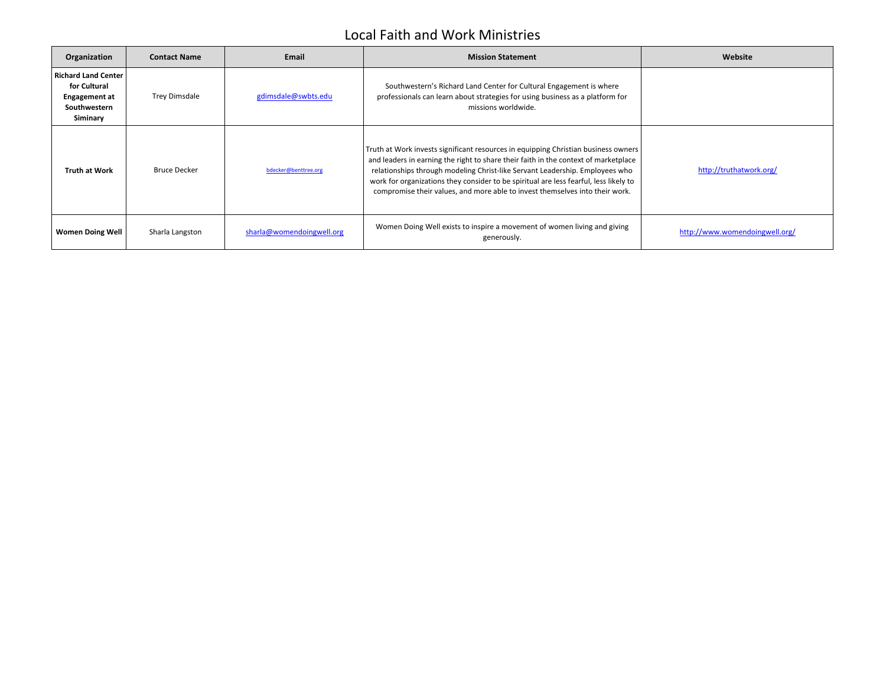# Local Faith and Work Ministries

| Organization | Contact Name | Email | Mission Statement | Website |
|---|---|---|---|---|
| **Richard Land Center for Cultural Engagement at Southwestern Siminary** | Trey Dimsdale | gdimsdale@swbts.edu | Southwestern's Richard Land Center for Cultural Engagement is where professionals can learn about strategies for using business as a platform for missions worldwide. | |
| **Truth at Work** | Bruce Decker | bdecker@benttree.org | Truth at Work invests significant resources in equipping Christian business owners and leaders in earning the right to share their faith in the context of marketplace relationships through modeling Christ-like Servant Leadership. Employees who work for organizations they consider to be spiritual are less fearful, less likely to compromise their values, and more able to invest themselves into their work. | http://truthatwork.org/ |
| **Women Doing Well** | Sharla Langston | sharla@womendoingwell.org | Women Doing Well exists to inspire a movement of women living and giving generously. | http://www.womendoingwell.org/ |